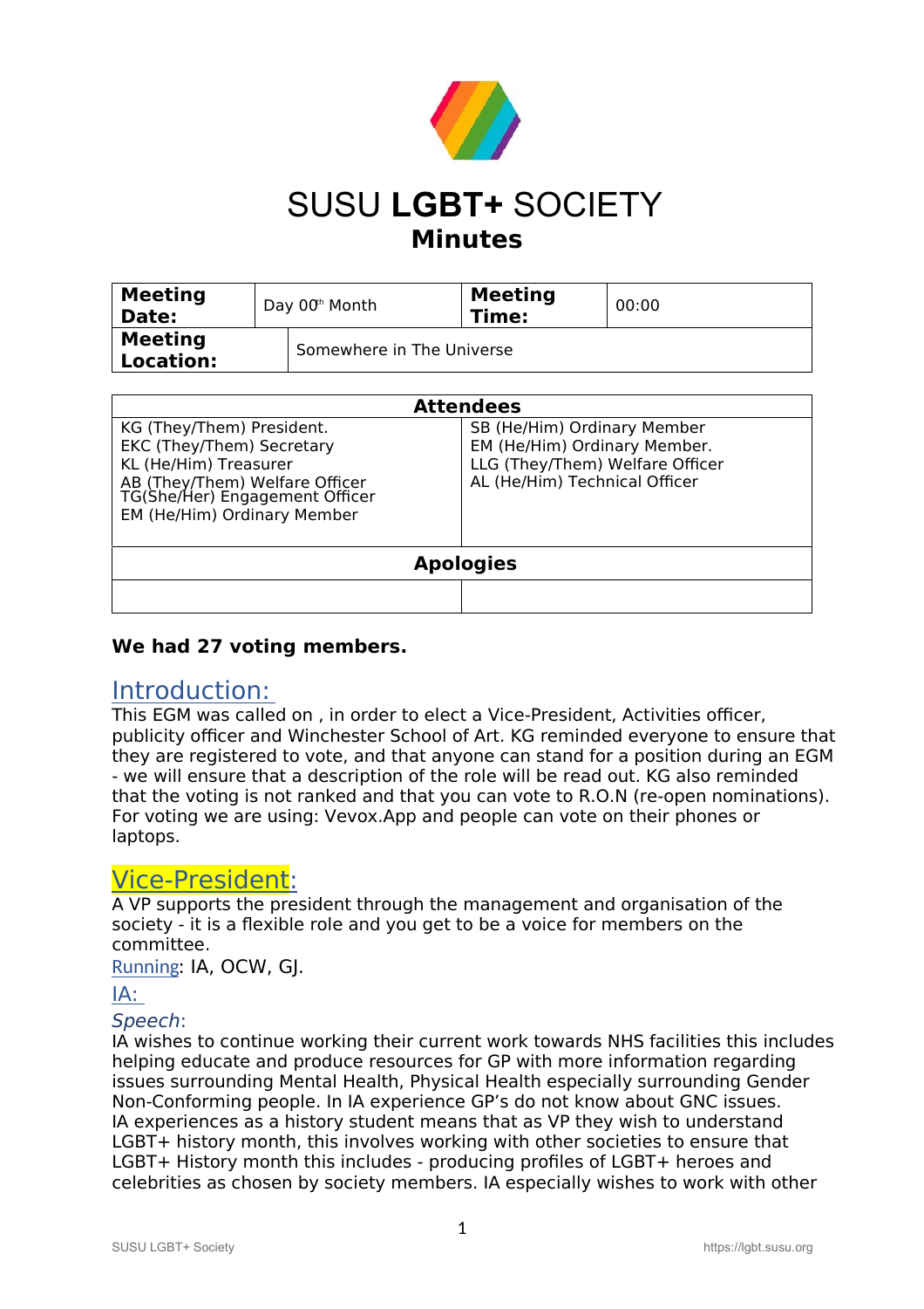# SUSU **LGBT+** SOCIETY

## Minutes

| **Meeting Date:** | Day 00th Month | **Meeting Time:** | 00:00 |
|---|---|---|---|
| **Meeting Location:** | Somewhere in The Universe | | |

| **Attendees** | |
|---|---|
| KG (They/Them) President.<br>EKC (They/Them) Secretary<br>KL (He/Him) Treasurer<br>AB (They/Them) Welfare Officer<br>TG(She/Her) Engagement Officer<br>EM (He/Him) Ordinary Member | SB (He/Him) Ordinary Member<br>EM (He/Him) Ordinary Member.<br>LLG (They/Them) Welfare Officer<br>AL (He/Him) Technical Officer |
| **Apologies** | |
| | |

**We had 27 voting members.**

## Introduction:

This EGM was called on , in order to elect a Vice-President, Activities officer, publicity officer and Winchester School of Art. KG reminded everyone to ensure that they are registered to vote, and that anyone can stand for a position during an EGM - we will ensure that a description of the role will be read out. KG also reminded that the voting is not ranked and that you can vote to R.O.N (re-open nominations). For voting we are using: Vevox.App and people can vote on their phones or laptops.

## Vice-President:

A VP supports the president through the management and organisation of the society - it is a flexible role and you get to be a voice for members on the committee.

Running: IA, OCW, GJ.

### IA:

*Speech*:

IA wishes to continue working their current work towards NHS facilities this includes helping educate and produce resources for GP with more information regarding issues surrounding Mental Health, Physical Health especially surrounding Gender Non-Conforming people. In IA experience GP's do not know about GNC issues. IA experiences as a history student means that as VP they wish to understand LGBT+ history month, this involves working with other societies to ensure that LGBT+ History month this includes - producing profiles of LGBT+ heroes and celebrities as chosen by society members. IA especially wishes to work with other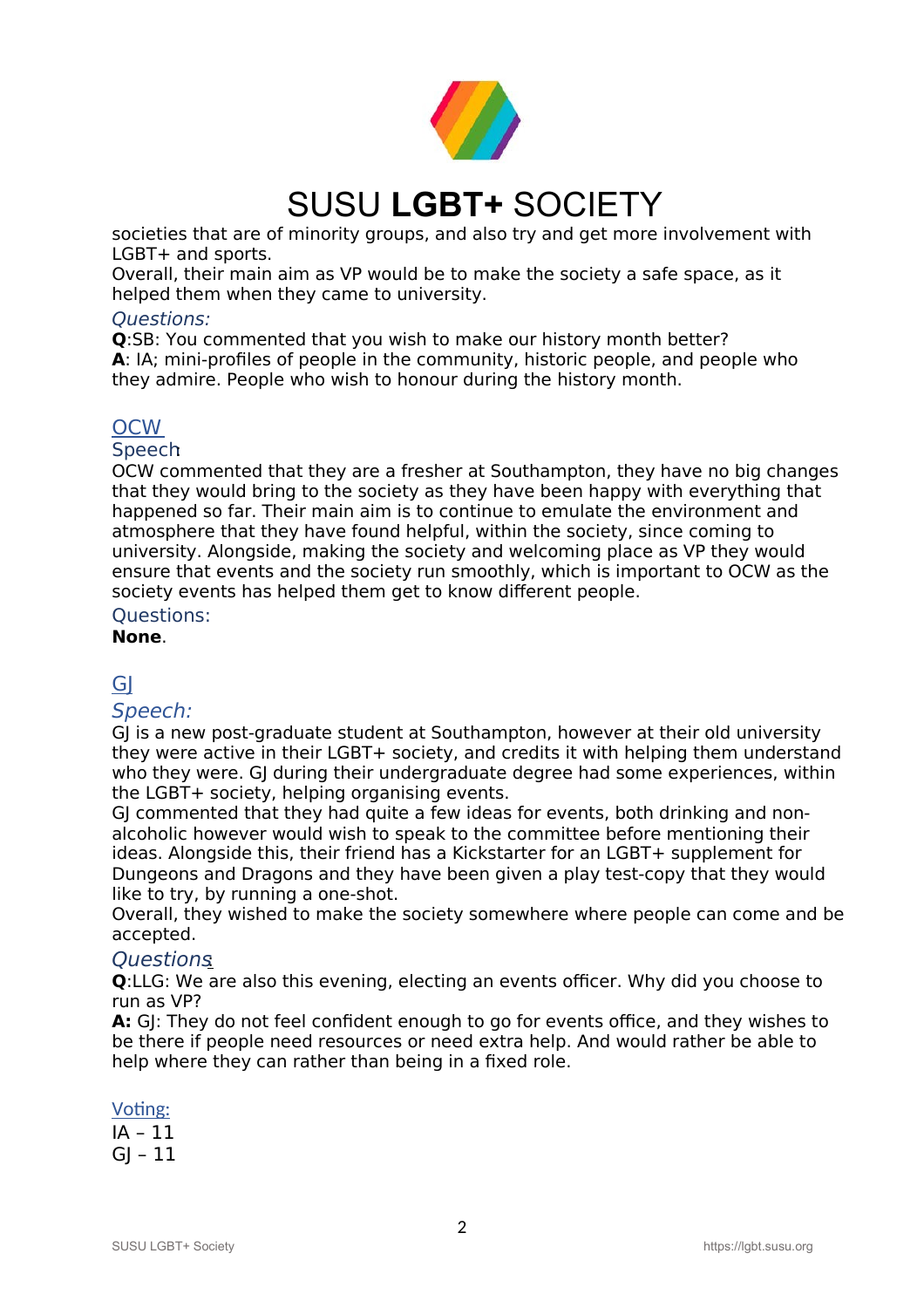societies that are of minority groups, and also try and get more involvement with LGBT+ and sports.
Overall, their main aim as VP would be to make the society a safe space, as it helped them when they came to university.

*Questions:*

**Q**:SB: You commented that you wish to make our history month better?
**A**: IA; mini-profiles of people in the community, historic people, and people who they admire. People who wish to honour during the history month.

## OCW

Speech

OCW commented that they are a fresher at Southampton, they have no big changes that they would bring to the society as they have been happy with everything that happened so far. Their main aim is to continue to emulate the environment and atmosphere that they have found helpful, within the society, since coming to university. Alongside, making the society and welcoming place as VP they would ensure that events and the society run smoothly, which is important to OCW as the society events has helped them get to know different people.

Questions:

**None**.

## GJ

*Speech:*

GJ is a new post-graduate student at Southampton, however at their old university they were active in their LGBT+ society, and credits it with helping them understand who they were. GJ during their undergraduate degree had some experiences, within the LGBT+ society, helping organising events.
GJ commented that they had quite a few ideas for events, both drinking and non-alcoholic however would wish to speak to the committee before mentioning their ideas. Alongside this, their friend has a Kickstarter for an LGBT+ supplement for Dungeons and Dragons and they have been given a play test-copy that they would like to try, by running a one-shot.
Overall, they wished to make the society somewhere where people can come and be accepted.

*Questions*

**Q**:LLG: We are also this evening, electing an events officer. Why did you choose to run as VP?
**A:** GJ: They do not feel confident enough to go for events office, and they wishes to be there if people need resources or need extra help. And would rather be able to help where they can rather than being in a fixed role.

Voting:

IA – 11
GJ – 11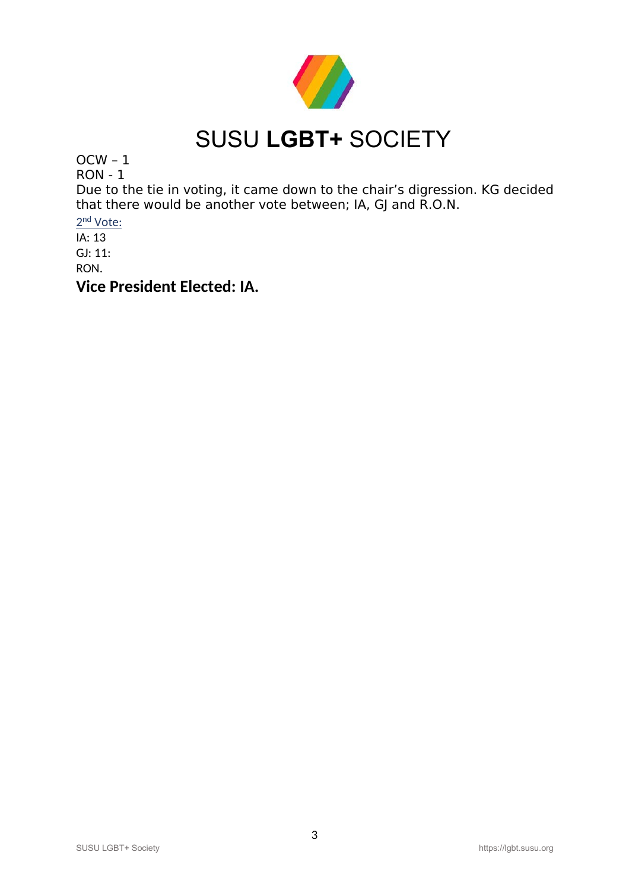OCW – 1
RON - 1
Due to the tie in voting, it came down to the chair's digression. KG decided that there would be another vote between; IA, GJ and R.O.N.

2nd Vote:

IA: 13
GJ: 11:
RON.

**Vice President Elected: IA.**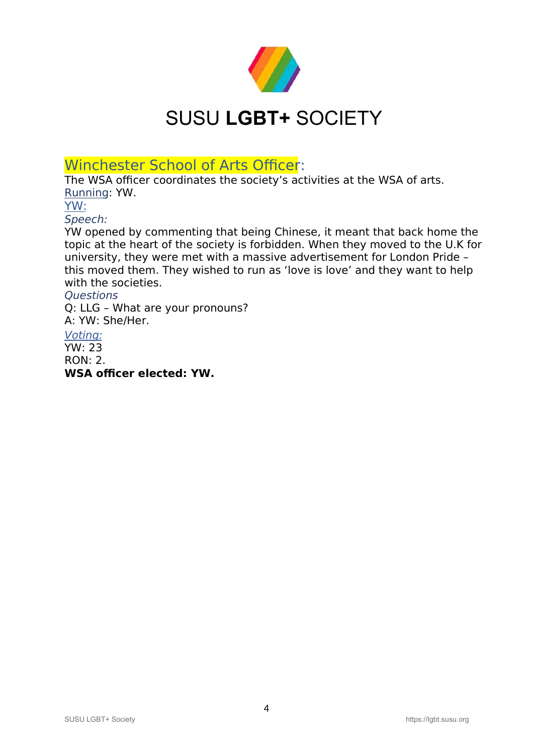# SUSU **LGBT+** SOCIETY

## Winchester School of Arts Officer:

The WSA officer coordinates the society's activities at the WSA of arts.

Running: YW.

### YW:

*Speech:*

YW opened by commenting that being Chinese, it meant that back home the topic at the heart of the society is forbidden. When they moved to the U.K for university, they were met with a massive advertisement for London Pride – this moved them. They wished to run as 'love is love' and they want to help with the societies.

*Questions*

Q: LLG – What are your pronouns?

A: YW: She/Her.

*Voting:*

YW: 23

RON: 2.

**WSA officer elected: YW.**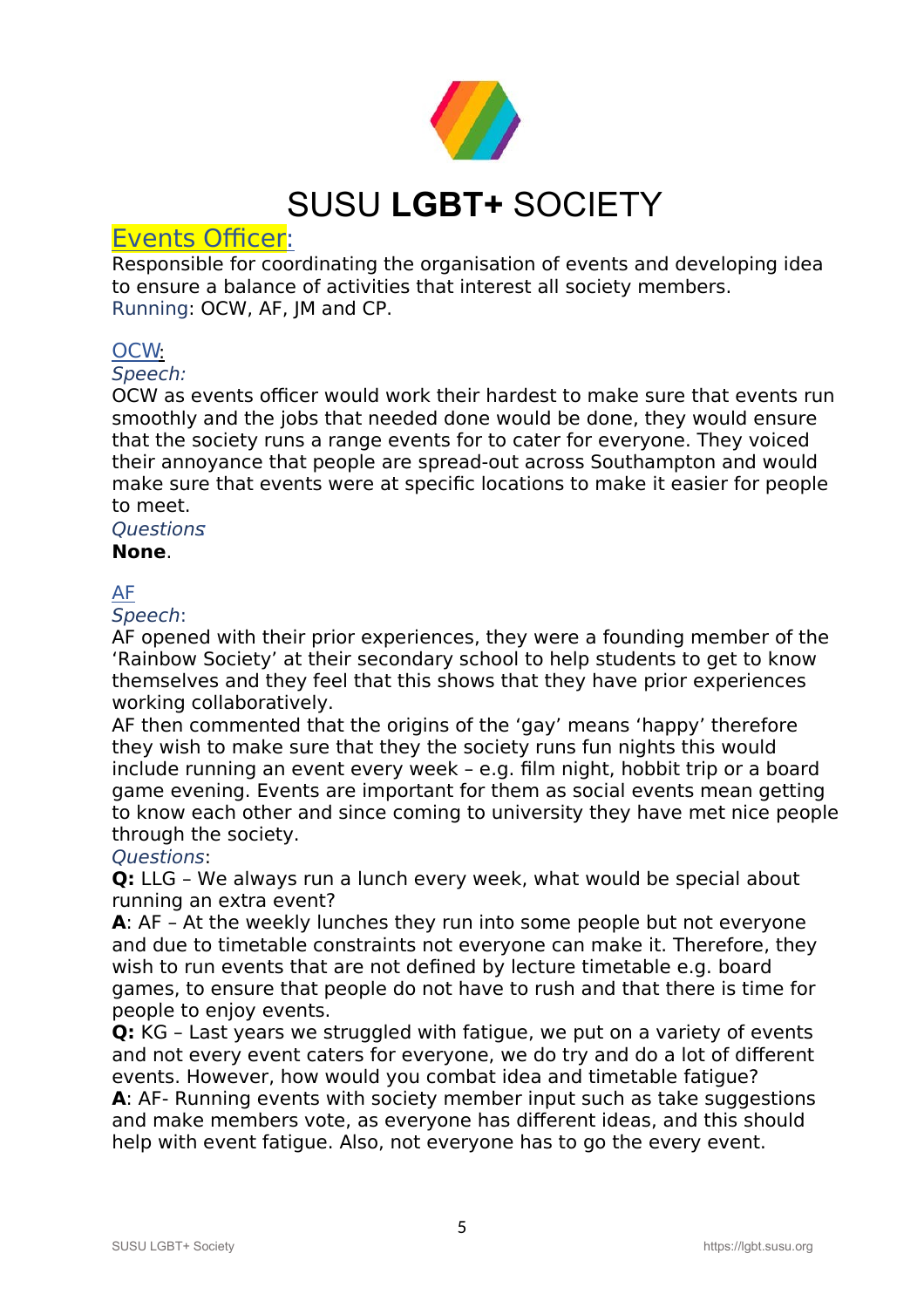# SUSU **LGBT+** SOCIETY

## Events Officer:

Responsible for coordinating the organisation of events and developing idea to ensure a balance of activities that interest all society members.

Running: OCW, AF, JM and CP.

### OCW:

*Speech:*

OCW as events officer would work their hardest to make sure that events run smoothly and the jobs that needed done would be done, they would ensure that the society runs a range events for to cater for everyone. They voiced their annoyance that people are spread-out across Southampton and would make sure that events were at specific locations to make it easier for people to meet.

*Questions*

**None**.

### AF

*Speech*:

AF opened with their prior experiences, they were a founding member of the 'Rainbow Society' at their secondary school to help students to get to know themselves and they feel that this shows that they have prior experiences working collaboratively.

AF then commented that the origins of the 'gay' means 'happy' therefore they wish to make sure that they the society runs fun nights this would include running an event every week – e.g. film night, hobbit trip or a board game evening. Events are important for them as social events mean getting to know each other and since coming to university they have met nice people through the society.

*Questions*:

**Q:** LLG – We always run a lunch every week, what would be special about running an extra event?

**A**: AF – At the weekly lunches they run into some people but not everyone and due to timetable constraints not everyone can make it. Therefore, they wish to run events that are not defined by lecture timetable e.g. board games, to ensure that people do not have to rush and that there is time for people to enjoy events.

**Q:** KG – Last years we struggled with fatigue, we put on a variety of events and not every event caters for everyone, we do try and do a lot of different events. However, how would you combat idea and timetable fatigue?

**A**: AF- Running events with society member input such as take suggestions and make members vote, as everyone has different ideas, and this should help with event fatigue. Also, not everyone has to go the every event.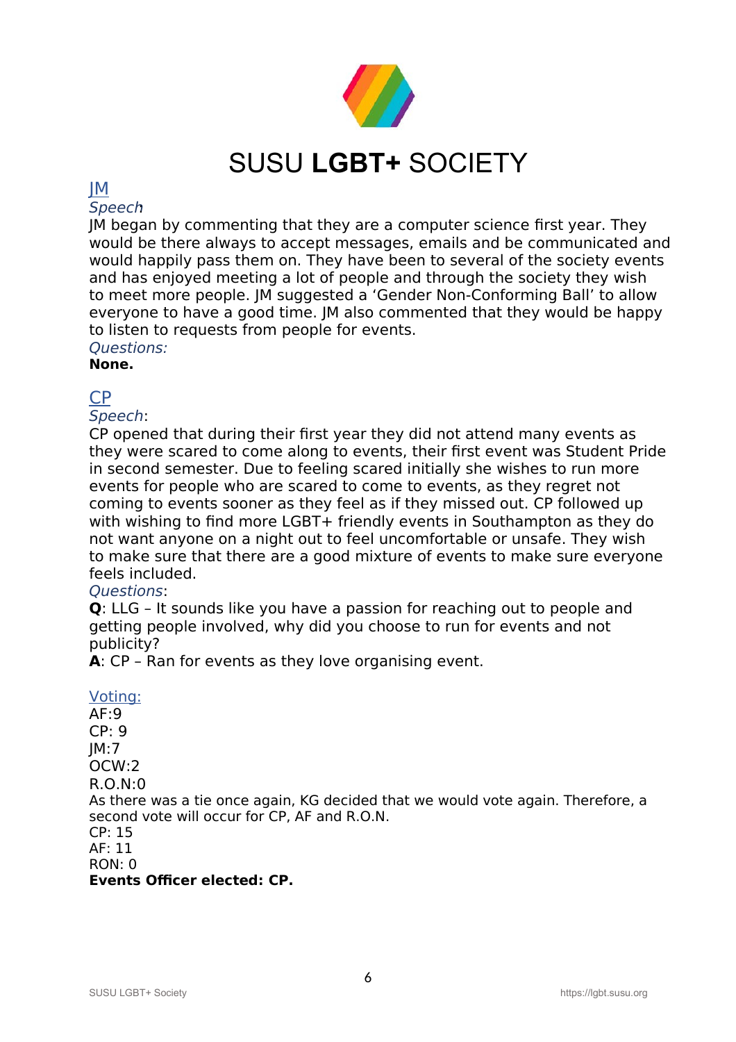## JM

*Speech*:

JM began by commenting that they are a computer science first year. They would be there always to accept messages, emails and be communicated and would happily pass them on. They have been to several of the society events and has enjoyed meeting a lot of people and through the society they wish to meet more people. JM suggested a 'Gender Non-Conforming Ball' to allow everyone to have a good time. JM also commented that they would be happy to listen to requests from people for events.

*Questions:*

**None.**

## CP

*Speech*:

CP opened that during their first year they did not attend many events as they were scared to come along to events, their first event was Student Pride in second semester. Due to feeling scared initially she wishes to run more events for people who are scared to come to events, as they regret not coming to events sooner as they feel as if they missed out. CP followed up with wishing to find more LGBT+ friendly events in Southampton as they do not want anyone on a night out to feel uncomfortable or unsafe. They wish to make sure that there are a good mixture of events to make sure everyone feels included.

*Questions*:

**Q**: LLG – It sounds like you have a passion for reaching out to people and getting people involved, why did you choose to run for events and not publicity?

**A**: CP – Ran for events as they love organising event.

## Voting:

AF:9
CP: 9
JM:7
OCW:2
R.O.N:0

As there was a tie once again, KG decided that we would vote again. Therefore, a second vote will occur for CP, AF and R.O.N.

CP: 15
AF: 11
RON: 0

**Events Officer elected: CP.**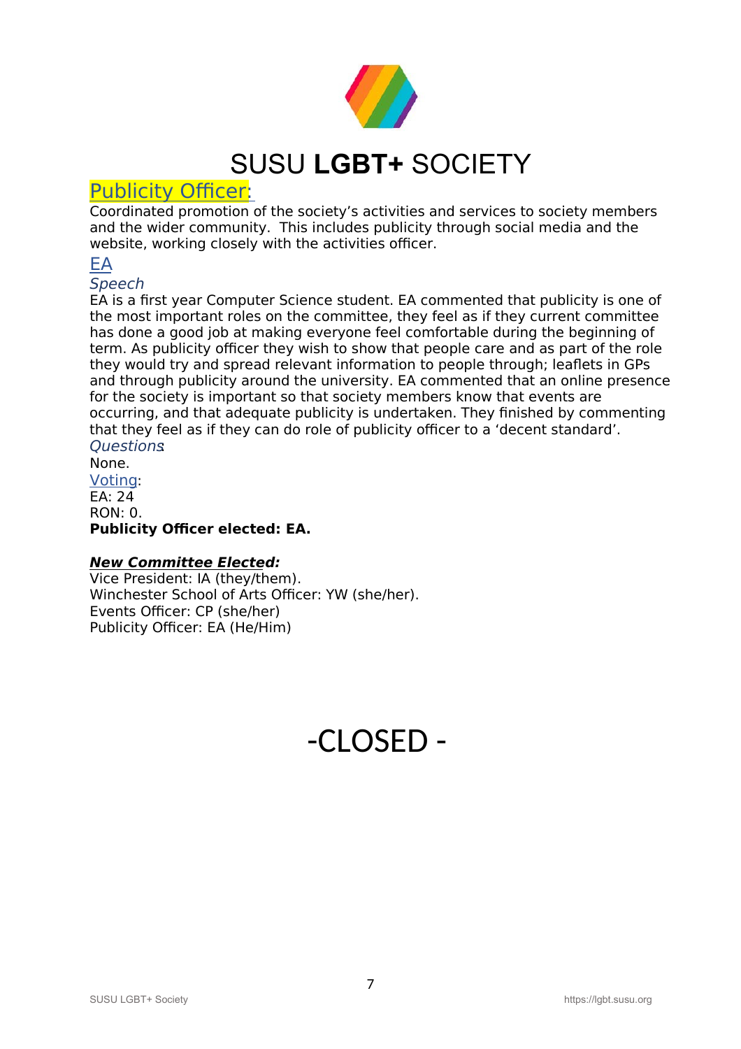# SUSU **LGBT+** SOCIETY

## Publicity Officer:

Coordinated promotion of the society's activities and services to society members and the wider community.  This includes publicity through social media and the website, working closely with the activities officer.

### EA

*Speech*

EA is a first year Computer Science student. EA commented that publicity is one of the most important roles on the committee, they feel as if they current committee has done a good job at making everyone feel comfortable during the beginning of term. As publicity officer they wish to show that people care and as part of the role they would try and spread relevant information to people through; leaflets in GPs and through publicity around the university. EA commented that an online presence for the society is important so that society members know that events are occurring, and that adequate publicity is undertaken. They finished by commenting that they feel as if they can do role of publicity officer to a 'decent standard'.

*Questions*:

None.

Voting:

EA: 24

RON: 0.

**Publicity Officer elected: EA.**

***New Committee Elected:***

Vice President: IA (they/them).

Winchester School of Arts Officer: YW (she/her).

Events Officer: CP (she/her)

Publicity Officer: EA (He/Him)

# -CLOSED -